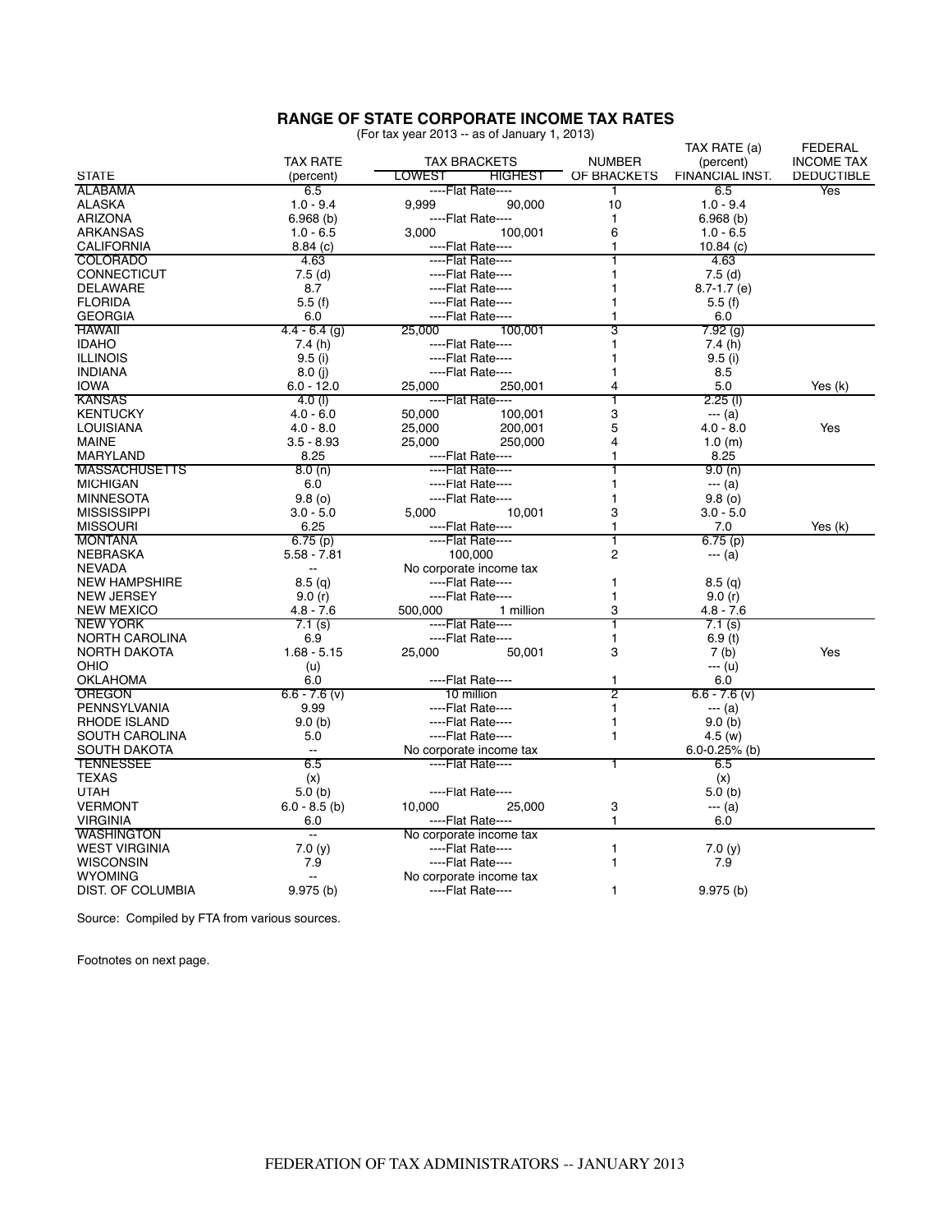# RANGE OF STATE CORPORATE INCOME TAX RATES

(For tax year 2013 -- as of January 1, 2013)

| STATE | TAX RATE (percent) | TAX BRACKETS LOWEST | TAX BRACKETS HIGHEST | NUMBER OF BRACKETS | TAX RATE (a) (percent) FINANCIAL INST. | FEDERAL INCOME TAX DEDUCTIBLE |
|---|---|---|---|---|---|---|
| ALABAMA | 6.5 | ----Flat Rate---- | | 1 | 6.5 | Yes |
| ALASKA | 1.0 - 9.4 | 9,999 | 90,000 | 10 | 1.0 - 9.4 | |
| ARIZONA | 6.968 (b) | ----Flat Rate---- | | 1 | 6.968 (b) | |
| ARKANSAS | 1.0 - 6.5 | 3,000 | 100,001 | 6 | 1.0 - 6.5 | |
| CALIFORNIA | 8.84 (c) | ----Flat Rate---- | | 1 | 10.84 (c) | |
| COLORADO | 4.63 | ----Flat Rate---- | | 1 | 4.63 | |
| CONNECTICUT | 7.5 (d) | ----Flat Rate---- | | 1 | 7.5 (d) | |
| DELAWARE | 8.7 | ----Flat Rate---- | | 1 | 8.7-1.7 (e) | |
| FLORIDA | 5.5 (f) | ----Flat Rate---- | | 1 | 5.5 (f) | |
| GEORGIA | 6.0 | ----Flat Rate---- | | 1 | 6.0 | |
| HAWAII | 4.4 - 6.4 (g) | 25,000 | 100,001 | 3 | 7.92 (g) | |
| IDAHO | 7.4 (h) | ----Flat Rate---- | | 1 | 7.4 (h) | |
| ILLINOIS | 9.5 (i) | ----Flat Rate---- | | 1 | 9.5 (i) | |
| INDIANA | 8.0 (j) | ----Flat Rate---- | | 1 | 8.5 | |
| IOWA | 6.0 - 12.0 | 25,000 | 250,001 | 4 | 5.0 | Yes (k) |
| KANSAS | 4.0 (l) | ----Flat Rate---- | | 1 | 2.25 (l) | |
| KENTUCKY | 4.0 - 6.0 | 50,000 | 100,001 | 3 | --- (a) | |
| LOUISIANA | 4.0 - 8.0 | 25,000 | 200,001 | 5 | 4.0 - 8.0 | Yes |
| MAINE | 3.5 - 8.93 | 25,000 | 250,000 | 4 | 1.0 (m) | |
| MARYLAND | 8.25 | ----Flat Rate---- | | 1 | 8.25 | |
| MASSACHUSETTS | 8.0 (n) | ----Flat Rate---- | | 1 | 9.0 (n) | |
| MICHIGAN | 6.0 | ----Flat Rate---- | | 1 | --- (a) | |
| MINNESOTA | 9.8 (o) | ----Flat Rate---- | | 1 | 9.8 (o) | |
| MISSISSIPPI | 3.0 - 5.0 | 5,000 | 10,001 | 3 | 3.0 - 5.0 | |
| MISSOURI | 6.25 | ----Flat Rate---- | | 1 | 7.0 | Yes (k) |
| MONTANA | 6.75 (p) | ----Flat Rate---- | | 1 | 6.75 (p) | |
| NEBRASKA | 5.58 - 7.81 | 100,000 | | 2 | --- (a) | |
| NEVADA | -- | No corporate income tax | | | | |
| NEW HAMPSHIRE | 8.5 (q) | ----Flat Rate---- | | 1 | 8.5 (q) | |
| NEW JERSEY | 9.0 (r) | ----Flat Rate---- | | 1 | 9.0 (r) | |
| NEW MEXICO | 4.8 - 7.6 | 500,000 | 1 million | 3 | 4.8 - 7.6 | |
| NEW YORK | 7.1 (s) | ----Flat Rate---- | | 1 | 7.1 (s) | |
| NORTH CAROLINA | 6.9 | ----Flat Rate---- | | 1 | 6.9 (t) | |
| NORTH DAKOTA | 1.68 - 5.15 | 25,000 | 50,001 | 3 | 7 (b) | Yes |
| OHIO | (u) | | | | --- (u) | |
| OKLAHOMA | 6.0 | ----Flat Rate---- | | 1 | 6.0 | |
| OREGON | 6.6 - 7.6 (v) | 10 million | | 2 | 6.6 - 7.6 (v) | |
| PENNSYLVANIA | 9.99 | ----Flat Rate---- | | 1 | --- (a) | |
| RHODE ISLAND | 9.0 (b) | ----Flat Rate---- | | 1 | 9.0 (b) | |
| SOUTH CAROLINA | 5.0 | ----Flat Rate---- | | 1 | 4.5 (w) | |
| SOUTH DAKOTA | -- | No corporate income tax | | | 6.0-0.25% (b) | |
| TENNESSEE | 6.5 | ----Flat Rate---- | | 1 | 6.5 | |
| TEXAS | (x) | | | | (x) | |
| UTAH | 5.0 (b) | ----Flat Rate---- | | | 5.0 (b) | |
| VERMONT | 6.0 - 8.5 (b) | 10,000 | 25,000 | 3 | --- (a) | |
| VIRGINIA | 6.0 | ----Flat Rate---- | | 1 | 6.0 | |
| WASHINGTON | -- | No corporate income tax | | | | |
| WEST VIRGINIA | 7.0 (y) | ----Flat Rate---- | | 1 | 7.0 (y) | |
| WISCONSIN | 7.9 | ----Flat Rate---- | | 1 | 7.9 | |
| WYOMING | -- | No corporate income tax | | | | |
| DIST. OF COLUMBIA | 9.975 (b) | ----Flat Rate---- | | 1 | 9.975 (b) | |

Source: Compiled by FTA from various sources.

Footnotes on next page.

FEDERATION OF TAX ADMINISTRATORS -- JANUARY 2013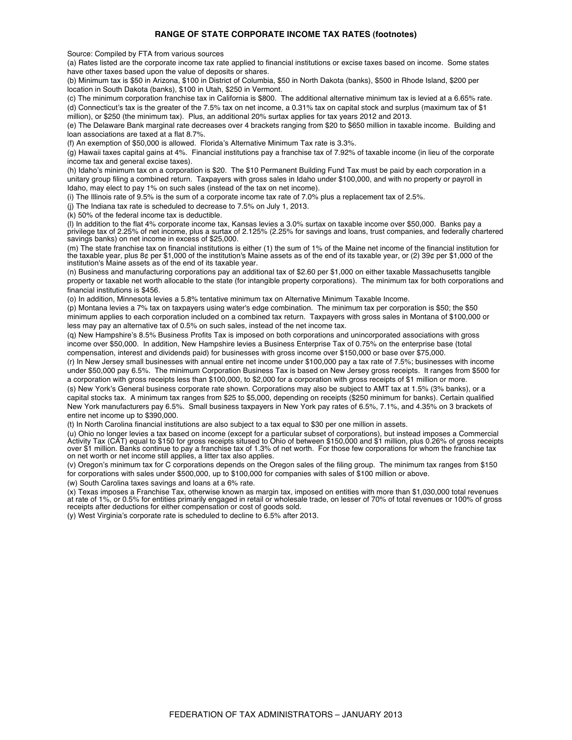## RANGE OF STATE CORPORATE INCOME TAX RATES (footnotes)

Source: Compiled by FTA from various sources

(a) Rates listed are the corporate income tax rate applied to financial institutions or excise taxes based on income. Some states have other taxes based upon the value of deposits or shares.

(b) Minimum tax is $50 in Arizona, $100 in District of Columbia, $50 in North Dakota (banks), $500 in Rhode Island, $200 per location in South Dakota (banks), $100 in Utah, $250 in Vermont.

(c) The minimum corporation franchise tax in California is $800. The additional alternative minimum tax is levied at a 6.65% rate.

(d) Connecticut's tax is the greater of the 7.5% tax on net income, a 0.31% tax on capital stock and surplus (maximum tax of $1 million), or $250 (the minimum tax). Plus, an additional 20% surtax applies for tax years 2012 and 2013.

(e) The Delaware Bank marginal rate decreases over 4 brackets ranging from $20 to $650 million in taxable income. Building and loan associations are taxed at a flat 8.7%.

(f) An exemption of $50,000 is allowed. Florida's Alternative Minimum Tax rate is 3.3%.

(g) Hawaii taxes capital gains at 4%. Financial institutions pay a franchise tax of 7.92% of taxable income (in lieu of the corporate income tax and general excise taxes).

(h) Idaho's minimum tax on a corporation is $20. The $10 Permanent Building Fund Tax must be paid by each corporation in a unitary group filing a combined return. Taxpayers with gross sales in Idaho under $100,000, and with no property or payroll in Idaho, may elect to pay 1% on such sales (instead of the tax on net income).

(i) The Illinois rate of 9.5% is the sum of a corporate income tax rate of 7.0% plus a replacement tax of 2.5%.

(j) The Indiana tax rate is scheduled to decrease to 7.5% on July 1, 2013.

(k) 50% of the federal income tax is deductible.

(l) In addition to the flat 4% corporate income tax, Kansas levies a 3.0% surtax on taxable income over $50,000. Banks pay a privilege tax of 2.25% of net income, plus a surtax of 2.125% (2.25% for savings and loans, trust companies, and federally chartered savings banks) on net income in excess of $25,000.

(m) The state franchise tax on financial institutions is either (1) the sum of 1% of the Maine net income of the financial institution for the taxable year, plus 8¢ per $1,000 of the institution's Maine assets as of the end of its taxable year, or (2) 39¢ per $1,000 of the institution's Maine assets as of the end of its taxable year.

(n) Business and manufacturing corporations pay an additional tax of $2.60 per $1,000 on either taxable Massachusetts tangible property or taxable net worth allocable to the state (for intangible property corporations). The minimum tax for both corporations and financial institutions is $456.

(o) In addition, Minnesota levies a 5.8% tentative minimum tax on Alternative Minimum Taxable Income.

(p) Montana levies a 7% tax on taxpayers using water's edge combination. The minimum tax per corporation is $50; the $50 minimum applies to each corporation included on a combined tax return. Taxpayers with gross sales in Montana of $100,000 or less may pay an alternative tax of 0.5% on such sales, instead of the net income tax.

(q) New Hampshire's 8.5% Business Profits Tax is imposed on both corporations and unincorporated associations with gross income over $50,000. In addition, New Hampshire levies a Business Enterprise Tax of 0.75% on the enterprise base (total compensation, interest and dividends paid) for businesses with gross income over $150,000 or base over $75,000.

(r) In New Jersey small businesses with annual entire net income under $100,000 pay a tax rate of 7.5%; businesses with income under $50,000 pay 6.5%. The minimum Corporation Business Tax is based on New Jersey gross receipts. It ranges from $500 for a corporation with gross receipts less than $100,000, to $2,000 for a corporation with gross receipts of $1 million or more.

(s) New York's General business corporate rate shown. Corporations may also be subject to AMT tax at 1.5% (3% banks), or a capital stocks tax. A minimum tax ranges from $25 to $5,000, depending on receipts ($250 minimum for banks). Certain qualified New York manufacturers pay 6.5%. Small business taxpayers in New York pay rates of 6.5%, 7.1%, and 4.35% on 3 brackets of entire net income up to $390,000.

(t) In North Carolina financial institutions are also subject to a tax equal to $30 per one million in assets.

(u) Ohio no longer levies a tax based on income (except for a particular subset of corporations), but instead imposes a Commercial Activity Tax (CAT) equal to $150 for gross receipts sitused to Ohio of between $150,000 and $1 million, plus 0.26% of gross receipts over $1 million. Banks continue to pay a franchise tax of 1.3% of net worth. For those few corporations for whom the franchise tax on net worth or net income still applies, a litter tax also applies.

(v) Oregon's minimum tax for C corporations depends on the Oregon sales of the filing group. The minimum tax ranges from $150 for corporations with sales under $500,000, up to $100,000 for companies with sales of $100 million or above.

(w) South Carolina taxes savings and loans at a 6% rate.

(x) Texas imposes a Franchise Tax, otherwise known as margin tax, imposed on entities with more than $1,030,000 total revenues at rate of 1%, or 0.5% for entities primarily engaged in retail or wholesale trade, on lesser of 70% of total revenues or 100% of gross receipts after deductions for either compensation or cost of goods sold.

(y) West Virginia's corporate rate is scheduled to decline to 6.5% after 2013.